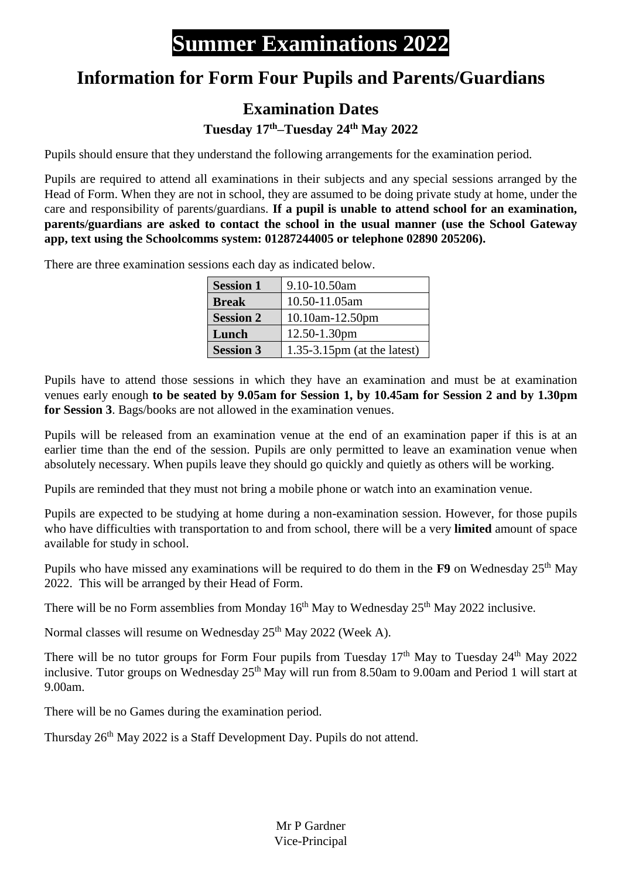# Summer Examinations 2022

## Information for Form Four Pupils and Parents/Guardians

### Examination Dates

**Tuesday 17th–Tuesday 24th May 2022**

Pupils should ensure that they understand the following arrangements for the examination period.

Pupils are required to attend all examinations in their subjects and any special sessions arranged by the Head of Form. When they are not in school, they are assumed to be doing private study at home, under the care and responsibility of parents/guardians. **If a pupil is unable to attend school for an examination, parents/guardians are asked to contact the school in the usual manner (use the School Gateway app, text using the Schoolcomms system: 01287244005 or telephone 02890 205206).**

There are three examination sessions each day as indicated below.

| | |
|---|---|
| **Session 1** | 9.10-10.50am |
| **Break** | 10.50-11.05am |
| **Session 2** | 10.10am-12.50pm |
| **Lunch** | 12.50-1.30pm |
| **Session 3** | 1.35-3.15pm (at the latest) |

Pupils have to attend those sessions in which they have an examination and must be at examination venues early enough **to be seated by 9.05am for Session 1, by 10.45am for Session 2 and by 1.30pm for Session 3**. Bags/books are not allowed in the examination venues.

Pupils will be released from an examination venue at the end of an examination paper if this is at an earlier time than the end of the session. Pupils are only permitted to leave an examination venue when absolutely necessary. When pupils leave they should go quickly and quietly as others will be working.

Pupils are reminded that they must not bring a mobile phone or watch into an examination venue.

Pupils are expected to be studying at home during a non-examination session. However, for those pupils who have difficulties with transportation to and from school, there will be a very **limited** amount of space available for study in school.

Pupils who have missed any examinations will be required to do them in the **F9** on Wednesday 25th May 2022. This will be arranged by their Head of Form.

There will be no Form assemblies from Monday 16th May to Wednesday 25th May 2022 inclusive.

Normal classes will resume on Wednesday 25th May 2022 (Week A).

There will be no tutor groups for Form Four pupils from Tuesday 17th May to Tuesday 24th May 2022 inclusive. Tutor groups on Wednesday 25th May will run from 8.50am to 9.00am and Period 1 will start at 9.00am.

There will be no Games during the examination period.

Thursday 26th May 2022 is a Staff Development Day. Pupils do not attend.

Mr P Gardner
Vice-Principal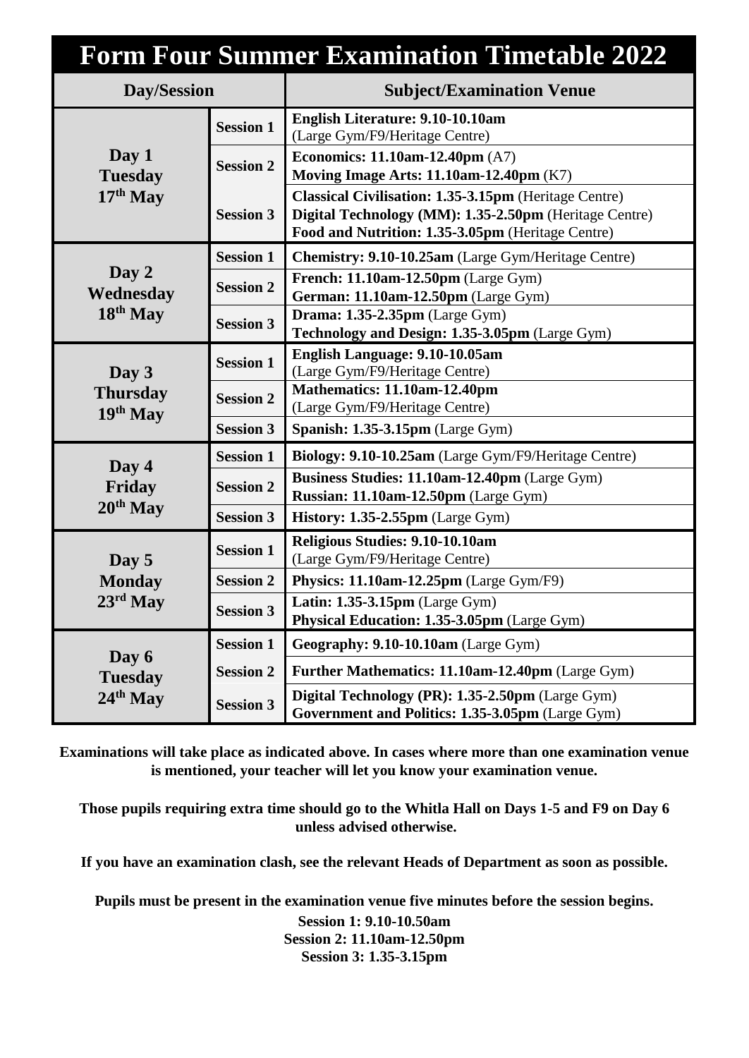# Form Four Summer Examination Timetable 2022

| Day/Session | | Subject/Examination Venue |
|---|---|---|
| **Day 1 Tuesday 17th May** | **Session 1** | **English Literature: 9.10-10.10am** (Large Gym/F9/Heritage Centre) |
| | **Session 2** | **Economics: 11.10am-12.40pm** (A7)<br>**Moving Image Arts: 11.10am-12.40pm** (K7) |
| | **Session 3** | **Classical Civilisation: 1.35-3.15pm** (Heritage Centre)<br>**Digital Technology (MM): 1.35-2.50pm** (Heritage Centre)<br>**Food and Nutrition: 1.35-3.05pm** (Heritage Centre) |
| **Day 2 Wednesday 18th May** | **Session 1** | **Chemistry: 9.10-10.25am** (Large Gym/Heritage Centre) |
| | **Session 2** | **French: 11.10am-12.50pm** (Large Gym)<br>**German: 11.10am-12.50pm** (Large Gym) |
| | **Session 3** | **Drama: 1.35-2.35pm** (Large Gym)<br>**Technology and Design: 1.35-3.05pm** (Large Gym) |
| **Day 3 Thursday 19th May** | **Session 1** | **English Language: 9.10-10.05am** (Large Gym/F9/Heritage Centre) |
| | **Session 2** | **Mathematics: 11.10am-12.40pm** (Large Gym/F9/Heritage Centre) |
| | **Session 3** | **Spanish: 1.35-3.15pm** (Large Gym) |
| **Day 4 Friday 20th May** | **Session 1** | **Biology: 9.10-10.25am** (Large Gym/F9/Heritage Centre) |
| | **Session 2** | **Business Studies: 11.10am-12.40pm** (Large Gym)<br>**Russian: 11.10am-12.50pm** (Large Gym) |
| | **Session 3** | **History: 1.35-2.55pm** (Large Gym) |
| **Day 5 Monday 23rd May** | **Session 1** | **Religious Studies: 9.10-10.10am** (Large Gym/F9/Heritage Centre) |
| | **Session 2** | **Physics: 11.10am-12.25pm** (Large Gym/F9) |
| | **Session 3** | **Latin: 1.35-3.15pm** (Large Gym)<br>**Physical Education: 1.35-3.05pm** (Large Gym) |
| **Day 6 Tuesday 24th May** | **Session 1** | **Geography: 9.10-10.10am** (Large Gym) |
| | **Session 2** | **Further Mathematics: 11.10am-12.40pm** (Large Gym) |
| | **Session 3** | **Digital Technology (PR): 1.35-2.50pm** (Large Gym)<br>**Government and Politics: 1.35-3.05pm** (Large Gym) |

**Examinations will take place as indicated above. In cases where more than one examination venue is mentioned, your teacher will let you know your examination venue.**

**Those pupils requiring extra time should go to the Whitla Hall on Days 1-5 and F9 on Day 6 unless advised otherwise.**

**If you have an examination clash, see the relevant Heads of Department as soon as possible.**

**Pupils must be present in the examination venue five minutes before the session begins.**

**Session 1: 9.10-10.50am**
**Session 2: 11.10am-12.50pm**
**Session 3: 1.35-3.15pm**